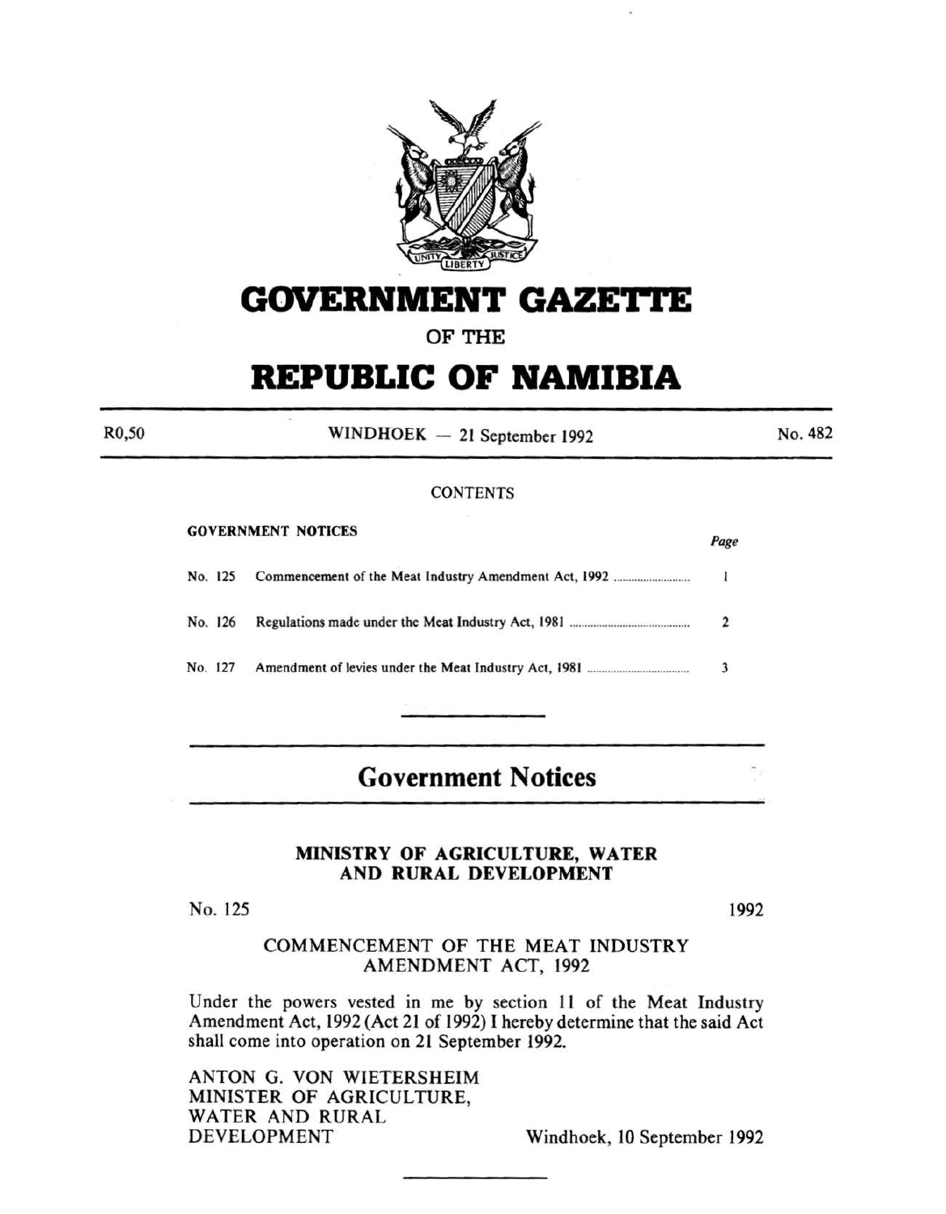# GOVERNMENT GAZETTE

OF THE

# REPUBLIC OF NAMIBIA

R0,50 WINDHOEK — 21 September 1992 No. 482

CONTENTS

GOVERNMENT NOTICES

| | | *Page* |
|---|---|---|
| No. 125 | Commencement of the Meat Industry Amendment Act, 1992 | 1 |
| No. 126 | Regulations made under the Meat Industry Act, 1981 | 2 |
| No. 127 | Amendment of levies under the Meat Industry Act, 1981 | 3 |

## Government Notices

### MINISTRY OF AGRICULTURE, WATER AND RURAL DEVELOPMENT

No. 125 1992

COMMENCEMENT OF THE MEAT INDUSTRY AMENDMENT ACT, 1992

Under the powers vested in me by section 11 of the Meat Industry Amendment Act, 1992 (Act 21 of 1992) I hereby determine that the said Act shall come into operation on 21 September 1992.

ANTON G. VON WIETERSHEIM
MINISTER OF AGRICULTURE,
WATER AND RURAL
DEVELOPMENT

Windhoek, 10 September 1992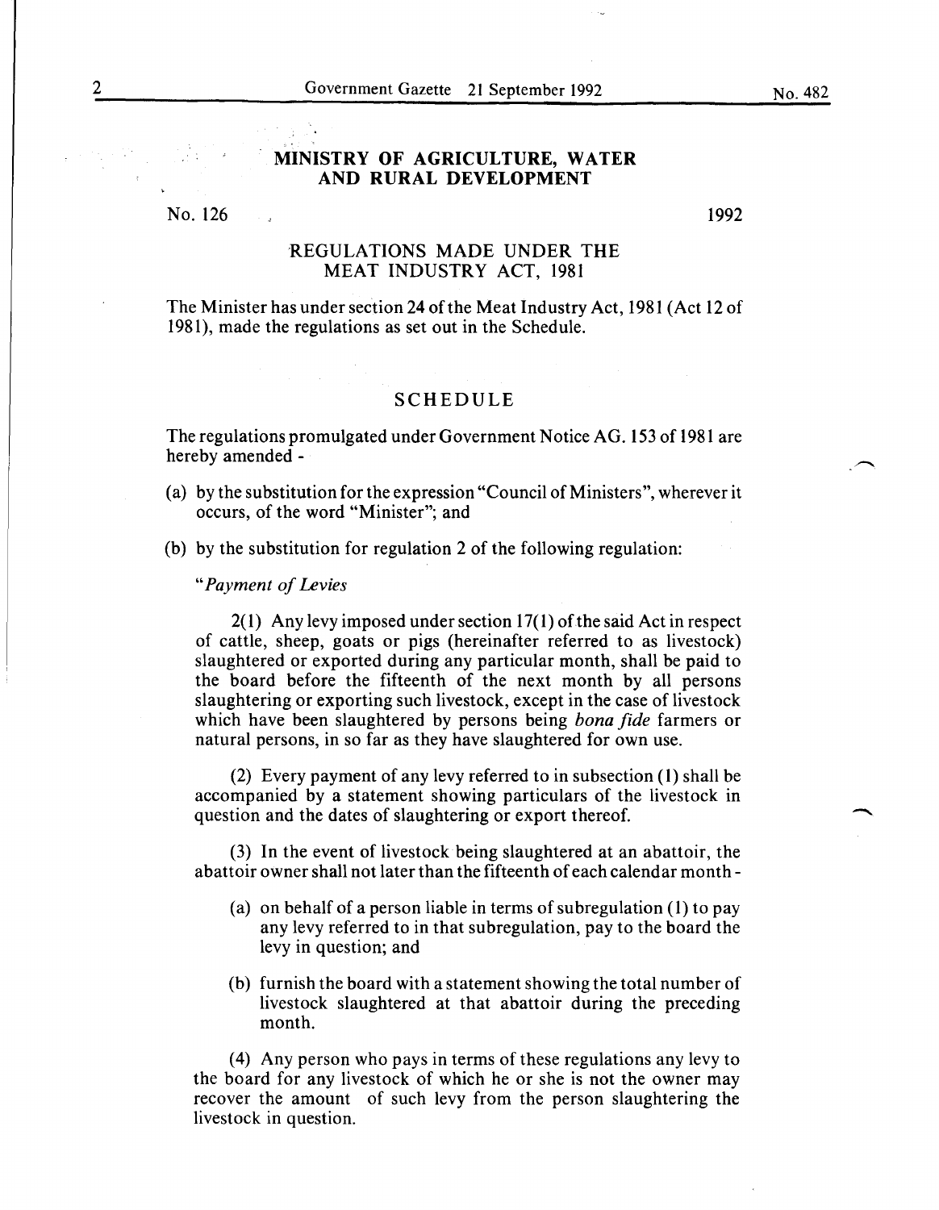## MINISTRY OF AGRICULTURE, WATER AND RURAL DEVELOPMENT

No. 126 1992

### REGULATIONS MADE UNDER THE MEAT INDUSTRY ACT, 1981

The Minister has under section 24 of the Meat Industry Act, 1981 (Act 12 of 1981), made the regulations as set out in the Schedule.

### SCHEDULE

The regulations promulgated under Government Notice AG. 153 of 1981 are hereby amended -

(a) by the substitution for the expression "Council of Ministers", wherever it occurs, of the word "Minister"; and

(b) by the substitution for regulation 2 of the following regulation:

"*Payment of Levies*

2(1) Any levy imposed under section 17(1) of the said Act in respect of cattle, sheep, goats or pigs (hereinafter referred to as livestock) slaughtered or exported during any particular month, shall be paid to the board before the fifteenth of the next month by all persons slaughtering or exporting such livestock, except in the case of livestock which have been slaughtered by persons being *bona fide* farmers or natural persons, in so far as they have slaughtered for own use.

(2) Every payment of any levy referred to in subsection (1) shall be accompanied by a statement showing particulars of the livestock in question and the dates of slaughtering or export thereof.

(3) In the event of livestock being slaughtered at an abattoir, the abattoir owner shall not later than the fifteenth of each calendar month -

(a) on behalf of a person liable in terms of subregulation (1) to pay any levy referred to in that subregulation, pay to the board the levy in question; and

(b) furnish the board with a statement showing the total number of livestock slaughtered at that abattoir during the preceding month.

(4) Any person who pays in terms of these regulations any levy to the board for any livestock of which he or she is not the owner may recover the amount of such levy from the person slaughtering the livestock in question.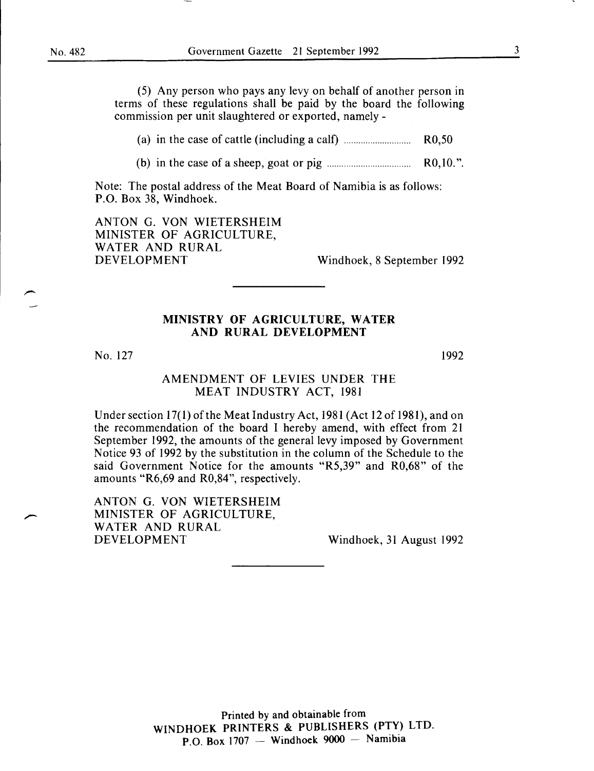(5) Any person who pays any levy on behalf of another person in terms of these regulations shall be paid by the board the following commission per unit slaughtered or exported, namely -

(a) in the case of cattle (including a calf) .............................. R0,50

(b) in the case of a sheep, goat or pig .................................... R0,10.".

Note: The postal address of the Meat Board of Namibia is as follows: P.O. Box 38, Windhoek.

ANTON G. VON WIETERSHEIM
MINISTER OF AGRICULTURE,
WATER AND RURAL
DEVELOPMENT

Windhoek, 8 September 1992

---

## MINISTRY OF AGRICULTURE, WATER AND RURAL DEVELOPMENT

No. 127 1992

### AMENDMENT OF LEVIES UNDER THE MEAT INDUSTRY ACT, 1981

Under section 17(1) of the Meat Industry Act, 1981 (Act 12 of 1981), and on the recommendation of the board I hereby amend, with effect from 21 September 1992, the amounts of the general levy imposed by Government Notice 93 of 1992 by the substitution in the column of the Schedule to the said Government Notice for the amounts "R5,39" and R0,68" of the amounts "R6,69 and R0,84", respectively.

ANTON G. VON WIETERSHEIM
MINISTER OF AGRICULTURE,
WATER AND RURAL
DEVELOPMENT

Windhoek, 31 August 1992

---

Printed by and obtainable from
WINDHOEK PRINTERS & PUBLISHERS (PTY) LTD.
P.O. Box 1707 — Windhoek 9000 — Namibia